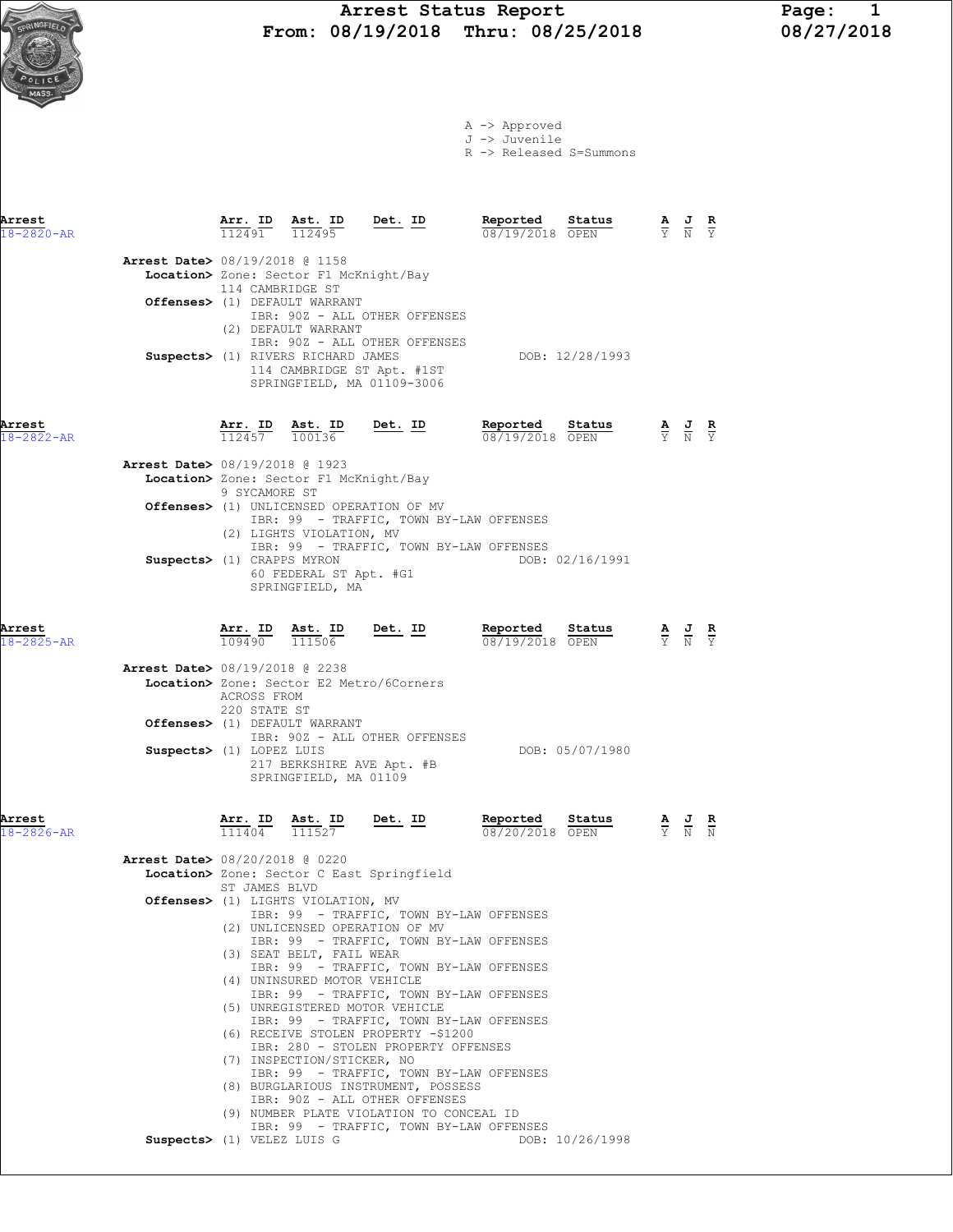# Arrest Status Report
## From: 08/19/2018 Thru: 08/25/2018

08/27/2018

A -> Approved
J -> Juvenile
R -> Released S=Summons

| Arrest | Arr. ID | Ast. ID | Det. ID | Reported | Status | A | J | R |
|---|---|---|---|---|---|---|---|---|
| 18-2820-AR | 112491 | 112495 | | 08/19/2018 | OPEN | Y | N | Y |

**Arrest Date>** 08/19/2018 @ 1158
**Location>** Zone: Sector F1 McKnight/Bay
114 CAMBRIDGE ST
**Offenses>** (1) DEFAULT WARRANT
IBR: 90Z - ALL OTHER OFFENSES
(2) DEFAULT WARRANT
IBR: 90Z - ALL OTHER OFFENSES
**Suspects>** (1) RIVERS RICHARD JAMES — DOB: 12/28/1993
114 CAMBRIDGE ST Apt. #1ST
SPRINGFIELD, MA 01109-3006

| Arrest | Arr. ID | Ast. ID | Det. ID | Reported | Status | A | J | R |
|---|---|---|---|---|---|---|---|---|
| 18-2822-AR | 112457 | 100136 | | 08/19/2018 | OPEN | Y | N | Y |

**Arrest Date>** 08/19/2018 @ 1923
**Location>** Zone: Sector F1 McKnight/Bay
9 SYCAMORE ST
**Offenses>** (1) UNLICENSED OPERATION OF MV
IBR: 99 - TRAFFIC, TOWN BY-LAW OFFENSES
(2) LIGHTS VIOLATION, MV
IBR: 99 - TRAFFIC, TOWN BY-LAW OFFENSES
**Suspects>** (1) CRAPPS MYRON — DOB: 02/16/1991
60 FEDERAL ST Apt. #G1
SPRINGFIELD, MA

| Arrest | Arr. ID | Ast. ID | Det. ID | Reported | Status | A | J | R |
|---|---|---|---|---|---|---|---|---|
| 18-2825-AR | 109490 | 111506 | | 08/19/2018 | OPEN | Y | N | Y |

**Arrest Date>** 08/19/2018 @ 2238
**Location>** Zone: Sector E2 Metro/6Corners
ACROSS FROM
220 STATE ST
**Offenses>** (1) DEFAULT WARRANT
IBR: 90Z - ALL OTHER OFFENSES
**Suspects>** (1) LOPEZ LUIS — DOB: 05/07/1980
217 BERKSHIRE AVE Apt. #B
SPRINGFIELD, MA 01109

| Arrest | Arr. ID | Ast. ID | Det. ID | Reported | Status | A | J | R |
|---|---|---|---|---|---|---|---|---|
| 18-2826-AR | 111404 | 111527 | | 08/20/2018 | OPEN | Y | N | N |

**Arrest Date>** 08/20/2018 @ 0220
**Location>** Zone: Sector C East Springfield
ST JAMES BLVD
**Offenses>** (1) LIGHTS VIOLATION, MV
IBR: 99 - TRAFFIC, TOWN BY-LAW OFFENSES
(2) UNLICENSED OPERATION OF MV
IBR: 99 - TRAFFIC, TOWN BY-LAW OFFENSES
(3) SEAT BELT, FAIL WEAR
IBR: 99 - TRAFFIC, TOWN BY-LAW OFFENSES
(4) UNINSURED MOTOR VEHICLE
IBR: 99 - TRAFFIC, TOWN BY-LAW OFFENSES
(5) UNREGISTERED MOTOR VEHICLE
IBR: 99 - TRAFFIC, TOWN BY-LAW OFFENSES
(6) RECEIVE STOLEN PROPERTY -$1200
IBR: 280 - STOLEN PROPERTY OFFENSES
(7) INSPECTION/STICKER, NO
IBR: 99 - TRAFFIC, TOWN BY-LAW OFFENSES
(8) BURGLARIOUS INSTRUMENT, POSSESS
IBR: 90Z - ALL OTHER OFFENSES
(9) NUMBER PLATE VIOLATION TO CONCEAL ID
IBR: 99 - TRAFFIC, TOWN BY-LAW OFFENSES
**Suspects>** (1) VELEZ LUIS G — DOB: 10/26/1998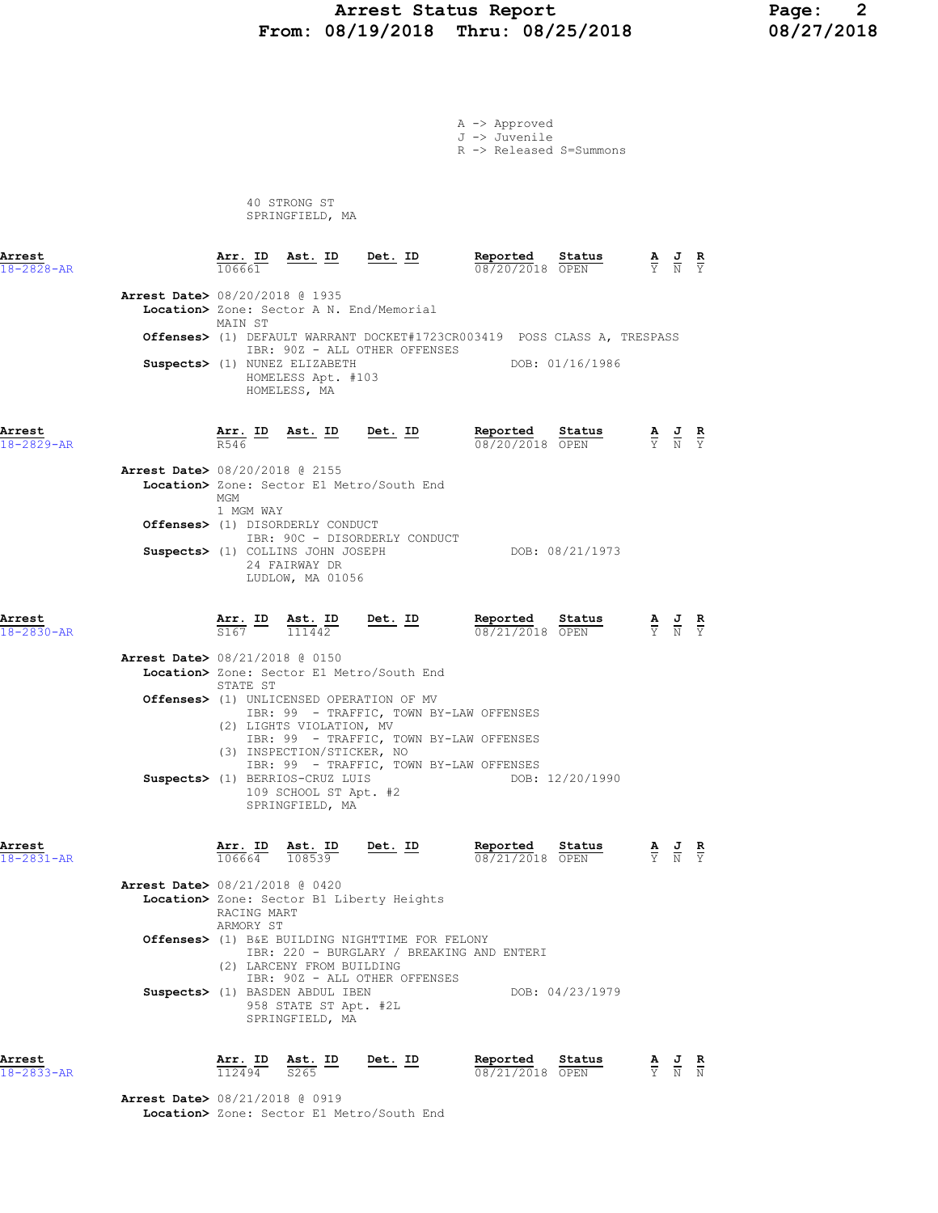A -> Approved
J -> Juvenile
R -> Released S=Summons

40 STRONG ST
SPRINGFIELD, MA

| Arrest | Arr. ID | Ast. ID | Det. ID | Reported | Status | A | J | R |
|---|---|---|---|---|---|---|---|---|
| 18-2828-AR | 106661 | | | 08/20/2018 | OPEN | Y | N | Y |

**Arrest Date>** 08/20/2018 @ 1935
**Location>** Zone: Sector A N. End/Memorial
MAIN ST
**Offenses>** (1) DEFAULT WARRANT DOCKET#1723CR003419 POSS CLASS A, TRESPASS
IBR: 90Z - ALL OTHER OFFENSES
**Suspects>** (1) NUNEZ ELIZABETH DOB: 01/16/1986
HOMELESS Apt. #103
HOMELESS, MA

| Arrest | Arr. ID | Ast. ID | Det. ID | Reported | Status | A | J | R |
|---|---|---|---|---|---|---|---|---|
| 18-2829-AR | R546 | | | 08/20/2018 | OPEN | Y | N | Y |

**Arrest Date>** 08/20/2018 @ 2155
**Location>** Zone: Sector E1 Metro/South End
MGM
1 MGM WAY
**Offenses>** (1) DISORDERLY CONDUCT
IBR: 90C - DISORDERLY CONDUCT
**Suspects>** (1) COLLINS JOHN JOSEPH DOB: 08/21/1973
24 FAIRWAY DR
LUDLOW, MA 01056

| Arrest | Arr. ID | Ast. ID | Det. ID | Reported | Status | A | J | R |
|---|---|---|---|---|---|---|---|---|
| 18-2830-AR | S167 | 111442 | | 08/21/2018 | OPEN | Y | N | Y |

**Arrest Date>** 08/21/2018 @ 0150
**Location>** Zone: Sector E1 Metro/South End
STATE ST
**Offenses>** (1) UNLICENSED OPERATION OF MV
IBR: 99 - TRAFFIC, TOWN BY-LAW OFFENSES
(2) LIGHTS VIOLATION, MV
IBR: 99 - TRAFFIC, TOWN BY-LAW OFFENSES
(3) INSPECTION/STICKER, NO
IBR: 99 - TRAFFIC, TOWN BY-LAW OFFENSES
**Suspects>** (1) BERRIOS-CRUZ LUIS DOB: 12/20/1990
109 SCHOOL ST Apt. #2
SPRINGFIELD, MA

| Arrest | Arr. ID | Ast. ID | Det. ID | Reported | Status | A | J | R |
|---|---|---|---|---|---|---|---|---|
| 18-2831-AR | 106664 | 108539 | | 08/21/2018 | OPEN | Y | N | Y |

**Arrest Date>** 08/21/2018 @ 0420
**Location>** Zone: Sector B1 Liberty Heights
RACING MART
ARMORY ST
**Offenses>** (1) B&E BUILDING NIGHTTIME FOR FELONY
IBR: 220 - BURGLARY / BREAKING AND ENTERI
(2) LARCENY FROM BUILDING
IBR: 90Z - ALL OTHER OFFENSES
**Suspects>** (1) BASDEN ABDUL IBEN DOB: 04/23/1979
958 STATE ST Apt. #2L
SPRINGFIELD, MA

| Arrest | Arr. ID | Ast. ID | Det. ID | Reported | Status | A | J | R |
|---|---|---|---|---|---|---|---|---|
| 18-2833-AR | 112494 | S265 | | 08/21/2018 | OPEN | Y | N | N |

**Arrest Date>** 08/21/2018 @ 0919
**Location>** Zone: Sector E1 Metro/South End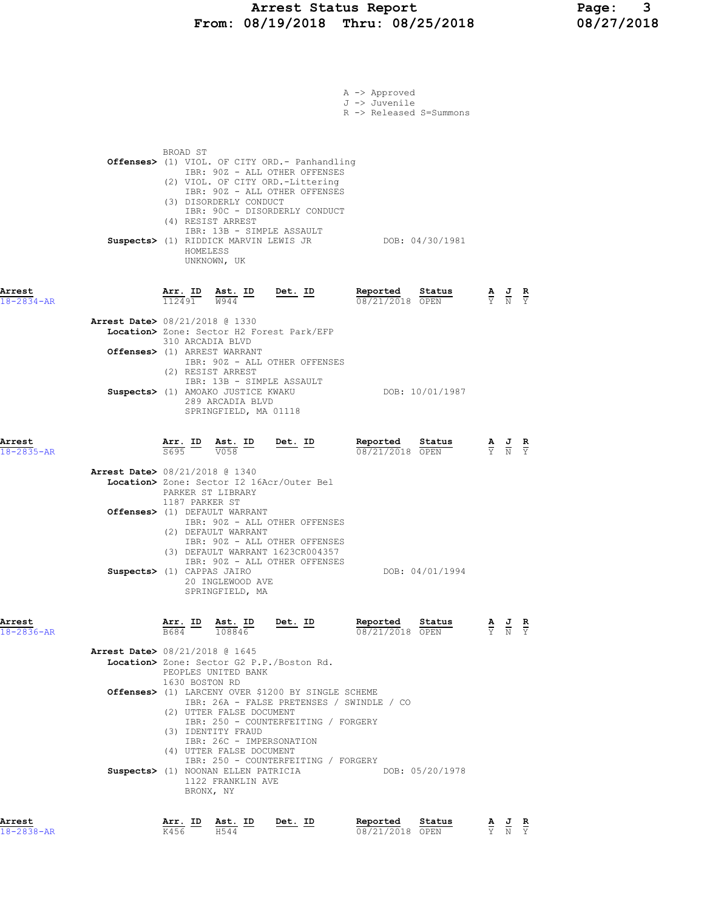A -> Approved
J -> Juvenile
R -> Released S=Summons

BROAD ST
**Offenses>** (1) VIOL. OF CITY ORD.- Panhandling
IBR: 90Z - ALL OTHER OFFENSES
(2) VIOL. OF CITY ORD.-Littering
IBR: 90Z - ALL OTHER OFFENSES
(3) DISORDERLY CONDUCT
IBR: 90C - DISORDERLY CONDUCT
(4) RESIST ARREST
IBR: 13B - SIMPLE ASSAULT
**Suspects>** (1) RIDDICK MARVIN LEWIS JR DOB: 04/30/1981
HOMELESS
UNKNOWN, UK

| Arrest | Arr. ID | Ast. ID | Det. ID | Reported | Status | A | J | R |
|---|---|---|---|---|---|---|---|---|
| 18-2834-AR | 112491 | W944 | | 08/21/2018 | OPEN | Y | N | Y |

**Arrest Date>** 08/21/2018 @ 1330
**Location>** Zone: Sector H2 Forest Park/EFP
310 ARCADIA BLVD
**Offenses>** (1) ARREST WARRANT
IBR: 90Z - ALL OTHER OFFENSES
(2) RESIST ARREST
IBR: 13B - SIMPLE ASSAULT
**Suspects>** (1) AMOAKO JUSTICE KWAKU DOB: 10/01/1987
289 ARCADIA BLVD
SPRINGFIELD, MA 01118

| Arrest | Arr. ID | Ast. ID | Det. ID | Reported | Status | A | J | R |
|---|---|---|---|---|---|---|---|---|
| 18-2835-AR | S695 | V058 | | 08/21/2018 | OPEN | Y | N | Y |

**Arrest Date>** 08/21/2018 @ 1340
**Location>** Zone: Sector I2 16Acr/Outer Bel
PARKER ST LIBRARY
1187 PARKER ST
**Offenses>** (1) DEFAULT WARRANT
IBR: 90Z - ALL OTHER OFFENSES
(2) DEFAULT WARRANT
IBR: 90Z - ALL OTHER OFFENSES
(3) DEFAULT WARRANT 1623CR004357
IBR: 90Z - ALL OTHER OFFENSES
**Suspects>** (1) CAPPAS JAIRO DOB: 04/01/1994
20 INGLEWOOD AVE
SPRINGFIELD, MA

| Arrest | Arr. ID | Ast. ID | Det. ID | Reported | Status | A | J | R |
|---|---|---|---|---|---|---|---|---|
| 18-2836-AR | B684 | 108846 | | 08/21/2018 | OPEN | Y | N | Y |

**Arrest Date>** 08/21/2018 @ 1645
**Location>** Zone: Sector G2 P.P./Boston Rd.
PEOPLES UNITED BANK
1630 BOSTON RD
**Offenses>** (1) LARCENY OVER $1200 BY SINGLE SCHEME
IBR: 26A - FALSE PRETENSES / SWINDLE / CO
(2) UTTER FALSE DOCUMENT
IBR: 250 - COUNTERFEITING / FORGERY
(3) IDENTITY FRAUD
IBR: 26C - IMPERSONATION
(4) UTTER FALSE DOCUMENT
IBR: 250 - COUNTERFEITING / FORGERY
**Suspects>** (1) NOONAN ELLEN PATRICIA DOB: 05/20/1978
1122 FRANKLIN AVE
BRONX, NY

| Arrest | Arr. ID | Ast. ID | Det. ID | Reported | Status | A | J | R |
|---|---|---|---|---|---|---|---|---|
| 18-2838-AR | K456 | H544 | | 08/21/2018 | OPEN | Y | N | Y |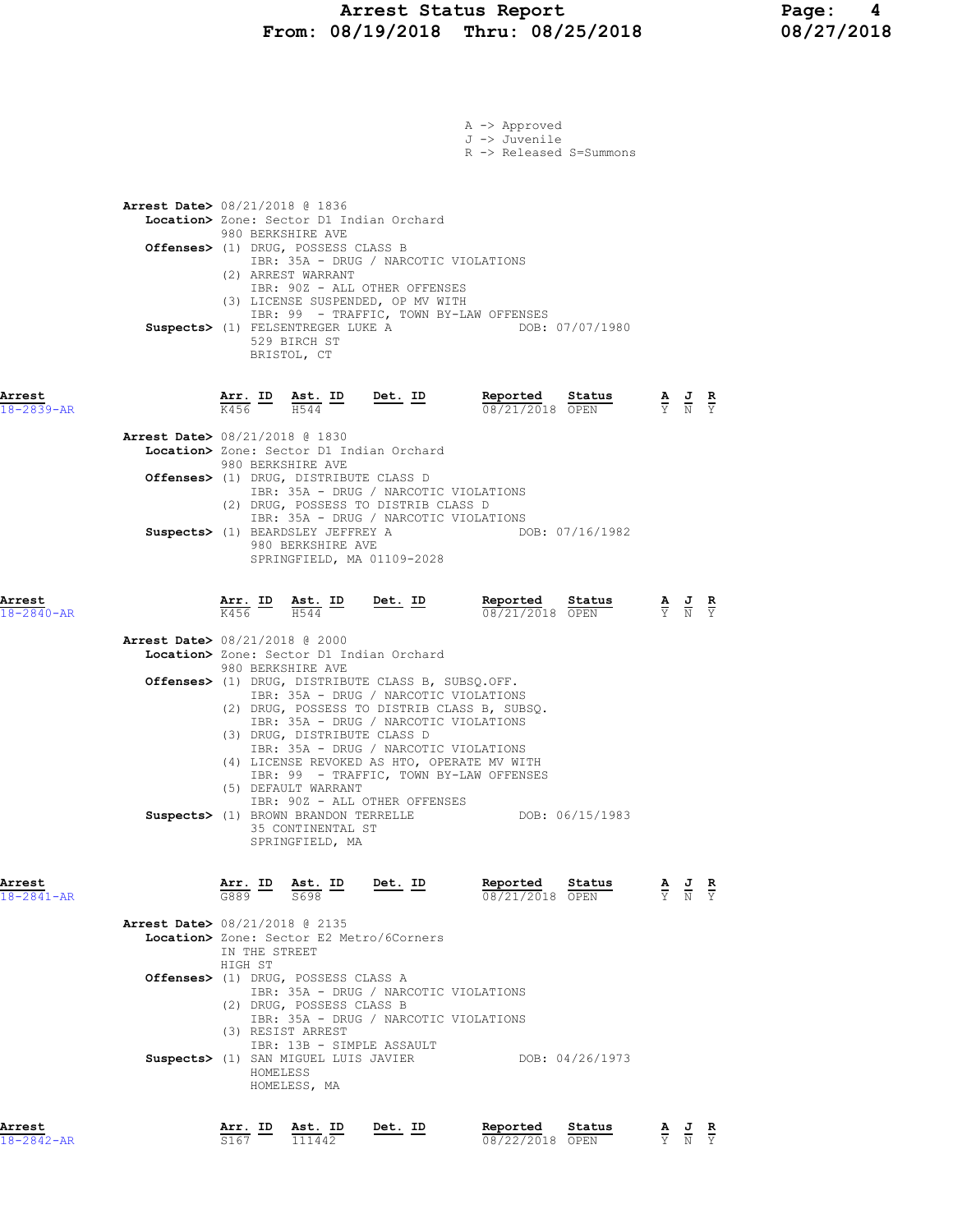A -> Approved
J -> Juvenile
R -> Released S=Summons

**Arrest Date>** 08/21/2018 @ 1836
**Location>** Zone: Sector D1 Indian Orchard
980 BERKSHIRE AVE
**Offenses>** (1) DRUG, POSSESS CLASS B
IBR: 35A - DRUG / NARCOTIC VIOLATIONS
(2) ARREST WARRANT
IBR: 90Z - ALL OTHER OFFENSES
(3) LICENSE SUSPENDED, OP MV WITH
IBR: 99 - TRAFFIC, TOWN BY-LAW OFFENSES
**Suspects>** (1) FELSENTREGER LUKE A DOB: 07/07/1980
529 BIRCH ST
BRISTOL, CT

| Arrest | Arr. ID | Ast. ID | Det. ID | Reported | Status | A | J | R |
|---|---|---|---|---|---|---|---|---|
| 18-2839-AR | K456 | H544 | | 08/21/2018 | OPEN | Y | N | Y |

**Arrest Date>** 08/21/2018 @ 1830
**Location>** Zone: Sector D1 Indian Orchard
980 BERKSHIRE AVE
**Offenses>** (1) DRUG, DISTRIBUTE CLASS D
IBR: 35A - DRUG / NARCOTIC VIOLATIONS
(2) DRUG, POSSESS TO DISTRIB CLASS D
IBR: 35A - DRUG / NARCOTIC VIOLATIONS
**Suspects>** (1) BEARDSLEY JEFFREY A DOB: 07/16/1982
980 BERKSHIRE AVE
SPRINGFIELD, MA 01109-2028

| Arrest | Arr. ID | Ast. ID | Det. ID | Reported | Status | A | J | R |
|---|---|---|---|---|---|---|---|---|
| 18-2840-AR | K456 | H544 | | 08/21/2018 | OPEN | Y | N | Y |

**Arrest Date>** 08/21/2018 @ 2000
**Location>** Zone: Sector D1 Indian Orchard
980 BERKSHIRE AVE
**Offenses>** (1) DRUG, DISTRIBUTE CLASS B, SUBSQ.OFF.
IBR: 35A - DRUG / NARCOTIC VIOLATIONS
(2) DRUG, POSSESS TO DISTRIB CLASS B, SUBSQ.
IBR: 35A - DRUG / NARCOTIC VIOLATIONS
(3) DRUG, DISTRIBUTE CLASS D
IBR: 35A - DRUG / NARCOTIC VIOLATIONS
(4) LICENSE REVOKED AS HTO, OPERATE MV WITH
IBR: 99 - TRAFFIC, TOWN BY-LAW OFFENSES
(5) DEFAULT WARRANT
IBR: 90Z - ALL OTHER OFFENSES
**Suspects>** (1) BROWN BRANDON TERRELLE DOB: 06/15/1983
35 CONTINENTAL ST
SPRINGFIELD, MA

| Arrest | Arr. ID | Ast. ID | Det. ID | Reported | Status | A | J | R |
|---|---|---|---|---|---|---|---|---|
| 18-2841-AR | G889 | S698 | | 08/21/2018 | OPEN | Y | N | Y |

**Arrest Date>** 08/21/2018 @ 2135
**Location>** Zone: Sector E2 Metro/6Corners
IN THE STREET
HIGH ST
**Offenses>** (1) DRUG, POSSESS CLASS A
IBR: 35A - DRUG / NARCOTIC VIOLATIONS
(2) DRUG, POSSESS CLASS B
IBR: 35A - DRUG / NARCOTIC VIOLATIONS
(3) RESIST ARREST
IBR: 13B - SIMPLE ASSAULT
**Suspects>** (1) SAN MIGUEL LUIS JAVIER DOB: 04/26/1973
HOMELESS
HOMELESS, MA

| Arrest | Arr. ID | Ast. ID | Det. ID | Reported | Status | A | J | R |
|---|---|---|---|---|---|---|---|---|
| 18-2842-AR | S167 | 111442 | | 08/22/2018 | OPEN | Y | N | Y |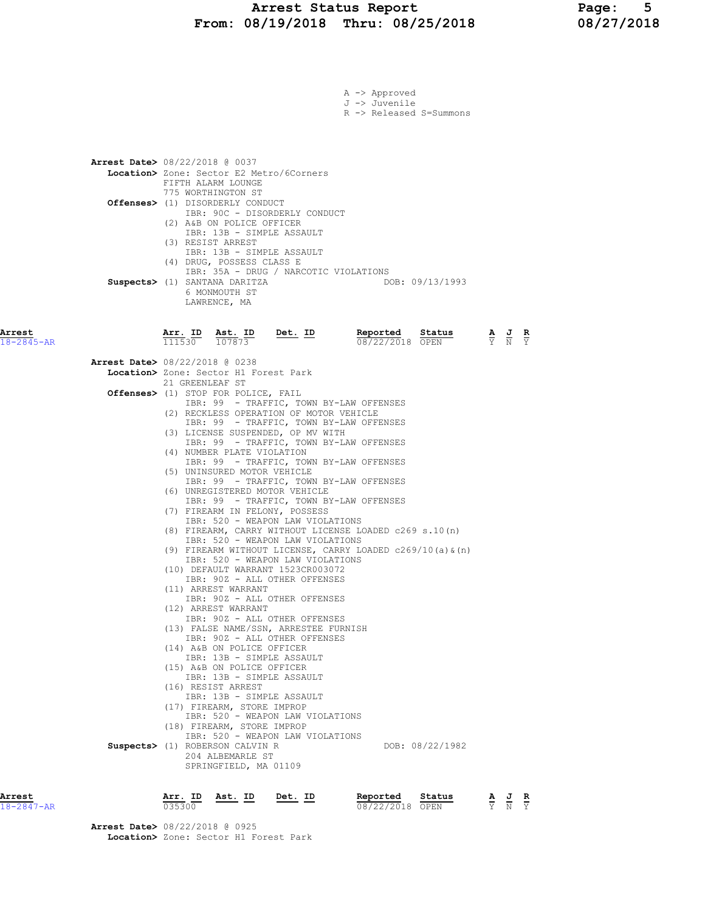A -> Approved
J -> Juvenile
R -> Released S=Summons

**Arrest Date>** 08/22/2018 @ 0037
**Location>** Zone: Sector E2 Metro/6Corners
FIFTH ALARM LOUNGE
775 WORTHINGTON ST
**Offenses>** (1) DISORDERLY CONDUCT
IBR: 90C - DISORDERLY CONDUCT
(2) A&B ON POLICE OFFICER
IBR: 13B - SIMPLE ASSAULT
(3) RESIST ARREST
IBR: 13B - SIMPLE ASSAULT
(4) DRUG, POSSESS CLASS E
IBR: 35A - DRUG / NARCOTIC VIOLATIONS
**Suspects>** (1) SANTANA DARITZA DOB: 09/13/1993
6 MONMOUTH ST
LAWRENCE, MA

| Arrest | Arr. ID | Ast. ID | Det. ID | Reported | Status | A | J | R |
|---|---|---|---|---|---|---|---|---|
| 18-2845-AR | 111530 | 107873 | | 08/22/2018 | OPEN | Y | N | Y |

**Arrest Date>** 08/22/2018 @ 0238
**Location>** Zone: Sector H1 Forest Park
21 GREENLEAF ST
**Offenses>** (1) STOP FOR POLICE, FAIL
IBR: 99 - TRAFFIC, TOWN BY-LAW OFFENSES
(2) RECKLESS OPERATION OF MOTOR VEHICLE
IBR: 99 - TRAFFIC, TOWN BY-LAW OFFENSES
(3) LICENSE SUSPENDED, OP MV WITH
IBR: 99 - TRAFFIC, TOWN BY-LAW OFFENSES
(4) NUMBER PLATE VIOLATION
IBR: 99 - TRAFFIC, TOWN BY-LAW OFFENSES
(5) UNINSURED MOTOR VEHICLE
IBR: 99 - TRAFFIC, TOWN BY-LAW OFFENSES
(6) UNREGISTERED MOTOR VEHICLE
IBR: 99 - TRAFFIC, TOWN BY-LAW OFFENSES
(7) FIREARM IN FELONY, POSSESS
IBR: 520 - WEAPON LAW VIOLATIONS
(8) FIREARM, CARRY WITHOUT LICENSE LOADED c269 s.10(n)
IBR: 520 - WEAPON LAW VIOLATIONS
(9) FIREARM WITHOUT LICENSE, CARRY LOADED c269/10(a)&(n)
IBR: 520 - WEAPON LAW VIOLATIONS
(10) DEFAULT WARRANT 1523CR003072
IBR: 90Z - ALL OTHER OFFENSES
(11) ARREST WARRANT
IBR: 90Z - ALL OTHER OFFENSES
(12) ARREST WARRANT
IBR: 90Z - ALL OTHER OFFENSES
(13) FALSE NAME/SSN, ARRESTEE FURNISH
IBR: 90Z - ALL OTHER OFFENSES
(14) A&B ON POLICE OFFICER
IBR: 13B - SIMPLE ASSAULT
(15) A&B ON POLICE OFFICER
IBR: 13B - SIMPLE ASSAULT
(16) RESIST ARREST
IBR: 13B - SIMPLE ASSAULT
(17) FIREARM, STORE IMPROP
IBR: 520 - WEAPON LAW VIOLATIONS
(18) FIREARM, STORE IMPROP
IBR: 520 - WEAPON LAW VIOLATIONS
**Suspects>** (1) ROBERSON CALVIN R DOB: 08/22/1982
204 ALBEMARLE ST
SPRINGFIELD, MA 01109

| Arrest | Arr. ID | Ast. ID | Det. ID | Reported | Status | A | J | R |
|---|---|---|---|---|---|---|---|---|
| 18-2847-AR | 035300 | | | 08/22/2018 | OPEN | Y | N | Y |

**Arrest Date>** 08/22/2018 @ 0925
**Location>** Zone: Sector H1 Forest Park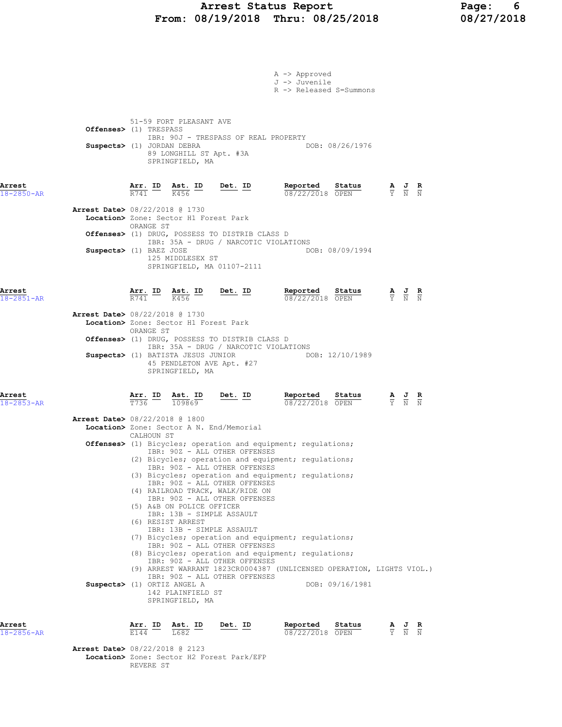A -> Approved
J -> Juvenile
R -> Released S=Summons

51-59 FORT PLEASANT AVE
**Offenses>** (1) TRESPASS
IBR: 90J - TRESPASS OF REAL PROPERTY
**Suspects>** (1) JORDAN DEBRA DOB: 08/26/1976
89 LONGHILL ST Apt. #3A
SPRINGFIELD, MA

## Arrest 18-2850-AR

| Arr. ID | Ast. ID | Det. ID | Reported | Status | A | J | R |
|---|---|---|---|---|---|---|---|
| R741 | K456 | | 08/22/2018 | OPEN | Y | N | N |

**Arrest Date>** 08/22/2018 @ 1730
**Location>** Zone: Sector H1 Forest Park
ORANGE ST
**Offenses>** (1) DRUG, POSSESS TO DISTRIB CLASS D
IBR: 35A - DRUG / NARCOTIC VIOLATIONS
**Suspects>** (1) BAEZ JOSE DOB: 08/09/1994
125 MIDDLESEX ST
SPRINGFIELD, MA 01107-2111

## Arrest 18-2851-AR

| Arr. ID | Ast. ID | Det. ID | Reported | Status | A | J | R |
|---|---|---|---|---|---|---|---|
| R741 | K456 | | 08/22/2018 | OPEN | Y | N | N |

**Arrest Date>** 08/22/2018 @ 1730
**Location>** Zone: Sector H1 Forest Park
ORANGE ST
**Offenses>** (1) DRUG, POSSESS TO DISTRIB CLASS D
IBR: 35A - DRUG / NARCOTIC VIOLATIONS
**Suspects>** (1) BATISTA JESUS JUNIOR DOB: 12/10/1989
45 PENDLETON AVE Apt. #27
SPRINGFIELD, MA

## Arrest 18-2853-AR

| Arr. ID | Ast. ID | Det. ID | Reported | Status | A | J | R |
|---|---|---|---|---|---|---|---|
| T736 | 109869 | | 08/22/2018 | OPEN | Y | N | N |

**Arrest Date>** 08/22/2018 @ 1800
**Location>** Zone: Sector A N. End/Memorial
CALHOUN ST
**Offenses>** (1) Bicycles; operation and equipment; regulations;
IBR: 90Z - ALL OTHER OFFENSES
(2) Bicycles; operation and equipment; regulations;
IBR: 90Z - ALL OTHER OFFENSES
(3) Bicycles; operation and equipment; regulations;
IBR: 90Z - ALL OTHER OFFENSES
(4) RAILROAD TRACK, WALK/RIDE ON
IBR: 90Z - ALL OTHER OFFENSES
(5) A&B ON POLICE OFFICER
IBR: 13B - SIMPLE ASSAULT
(6) RESIST ARREST
IBR: 13B - SIMPLE ASSAULT
(7) Bicycles; operation and equipment; regulations;
IBR: 90Z - ALL OTHER OFFENSES
(8) Bicycles; operation and equipment; regulations;
IBR: 90Z - ALL OTHER OFFENSES
(9) ARREST WARRANT 1823CR0004387 (UNLICENSED OPERATION, LIGHTS VIOL.)
IBR: 90Z - ALL OTHER OFFENSES
**Suspects>** (1) ORTIZ ANGEL A DOB: 09/16/1981
142 PLAINFIELD ST
SPRINGFIELD, MA

## Arrest 18-2856-AR

| Arr. ID | Ast. ID | Det. ID | Reported | Status | A | J | R |
|---|---|---|---|---|---|---|---|
| E144 | L682 | | 08/22/2018 | OPEN | Y | N | N |

**Arrest Date>** 08/22/2018 @ 2123
**Location>** Zone: Sector H2 Forest Park/EFP
REVERE ST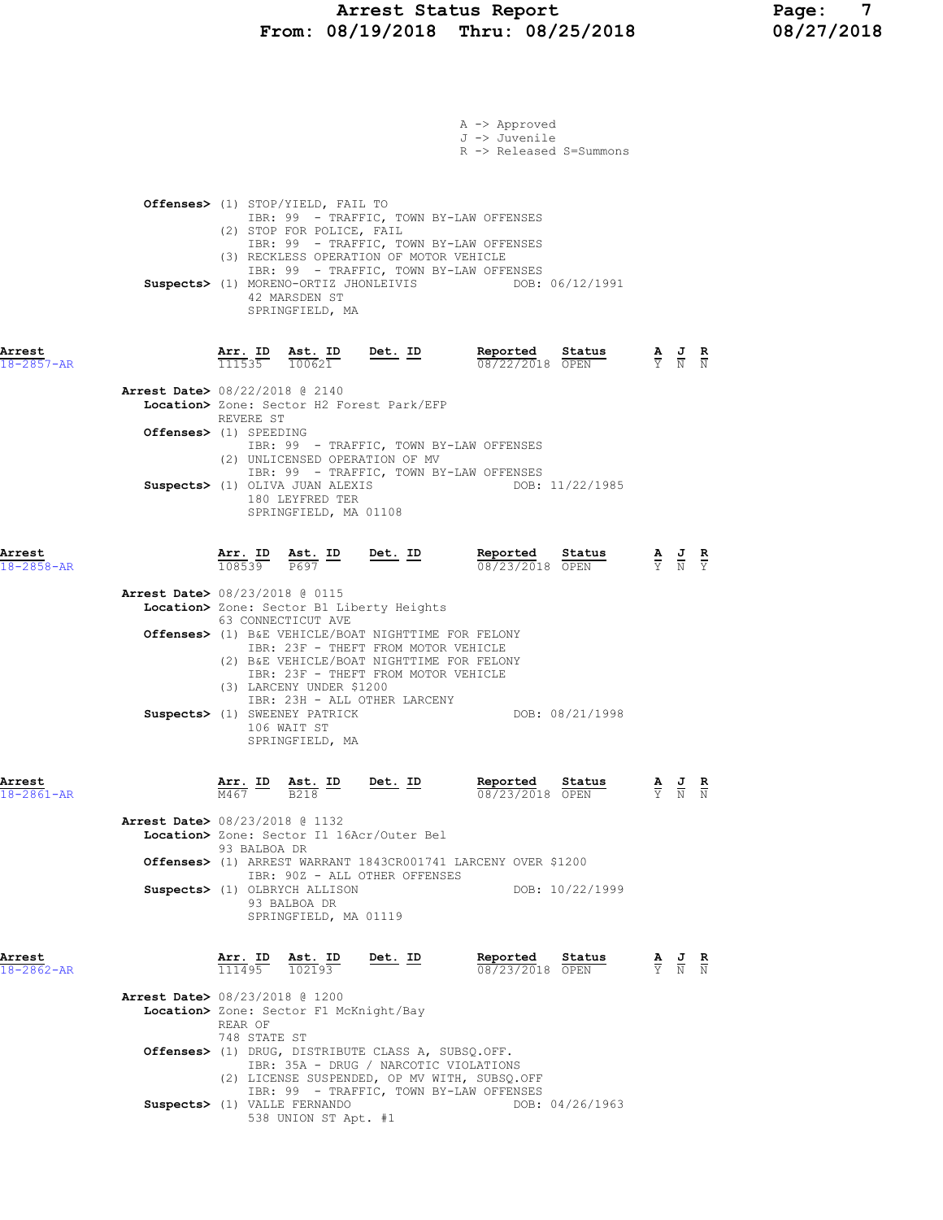A -> Approved
J -> Juvenile
R -> Released S=Summons

**Offenses>** (1) STOP/YIELD, FAIL TO
IBR: 99 - TRAFFIC, TOWN BY-LAW OFFENSES
(2) STOP FOR POLICE, FAIL
IBR: 99 - TRAFFIC, TOWN BY-LAW OFFENSES
(3) RECKLESS OPERATION OF MOTOR VEHICLE
IBR: 99 - TRAFFIC, TOWN BY-LAW OFFENSES
**Suspects>** (1) MORENO-ORTIZ JHONLEIVIS DOB: 06/12/1991
42 MARSDEN ST
SPRINGFIELD, MA

---

**Arrest** 18-2857-AR

| Arr. ID | Ast. ID | Det. ID | Reported | Status | A | J | R |
|---|---|---|---|---|---|---|---|
| 111535 | 100621 | | 08/22/2018 | OPEN | Y | N | N |

**Arrest Date>** 08/22/2018 @ 2140
**Location>** Zone: Sector H2 Forest Park/EFP
REVERE ST
**Offenses>** (1) SPEEDING
IBR: 99 - TRAFFIC, TOWN BY-LAW OFFENSES
(2) UNLICENSED OPERATION OF MV
IBR: 99 - TRAFFIC, TOWN BY-LAW OFFENSES
**Suspects>** (1) OLIVA JUAN ALEXIS DOB: 11/22/1985
180 LEYFRED TER
SPRINGFIELD, MA 01108

---

**Arrest** 18-2858-AR

| Arr. ID | Ast. ID | Det. ID | Reported | Status | A | J | R |
|---|---|---|---|---|---|---|---|
| 108539 | P697 | | 08/23/2018 | OPEN | Y | N | Y |

**Arrest Date>** 08/23/2018 @ 0115
**Location>** Zone: Sector B1 Liberty Heights
63 CONNECTICUT AVE
**Offenses>** (1) B&E VEHICLE/BOAT NIGHTTIME FOR FELONY
IBR: 23F - THEFT FROM MOTOR VEHICLE
(2) B&E VEHICLE/BOAT NIGHTTIME FOR FELONY
IBR: 23F - THEFT FROM MOTOR VEHICLE
(3) LARCENY UNDER $1200
IBR: 23H - ALL OTHER LARCENY
**Suspects>** (1) SWEENEY PATRICK DOB: 08/21/1998
106 WAIT ST
SPRINGFIELD, MA

---

**Arrest** 18-2861-AR

| Arr. ID | Ast. ID | Det. ID | Reported | Status | A | J | R |
|---|---|---|---|---|---|---|---|
| M467 | B218 | | 08/23/2018 | OPEN | Y | N | N |

**Arrest Date>** 08/23/2018 @ 1132
**Location>** Zone: Sector I1 16Acr/Outer Bel
93 BALBOA DR
**Offenses>** (1) ARREST WARRANT 1843CR001741 LARCENY OVER $1200
IBR: 90Z - ALL OTHER OFFENSES
**Suspects>** (1) OLBRYCH ALLISON DOB: 10/22/1999
93 BALBOA DR
SPRINGFIELD, MA 01119

---

**Arrest** 18-2862-AR

| Arr. ID | Ast. ID | Det. ID | Reported | Status | A | J | R |
|---|---|---|---|---|---|---|---|
| 111495 | 102193 | | 08/23/2018 | OPEN | Y | N | N |

**Arrest Date>** 08/23/2018 @ 1200
**Location>** Zone: Sector F1 McKnight/Bay
REAR OF
748 STATE ST
**Offenses>** (1) DRUG, DISTRIBUTE CLASS A, SUBSQ.OFF.
IBR: 35A - DRUG / NARCOTIC VIOLATIONS
(2) LICENSE SUSPENDED, OP MV WITH, SUBSQ.OFF
IBR: 99 - TRAFFIC, TOWN BY-LAW OFFENSES
**Suspects>** (1) VALLE FERNANDO DOB: 04/26/1963
538 UNION ST Apt. #1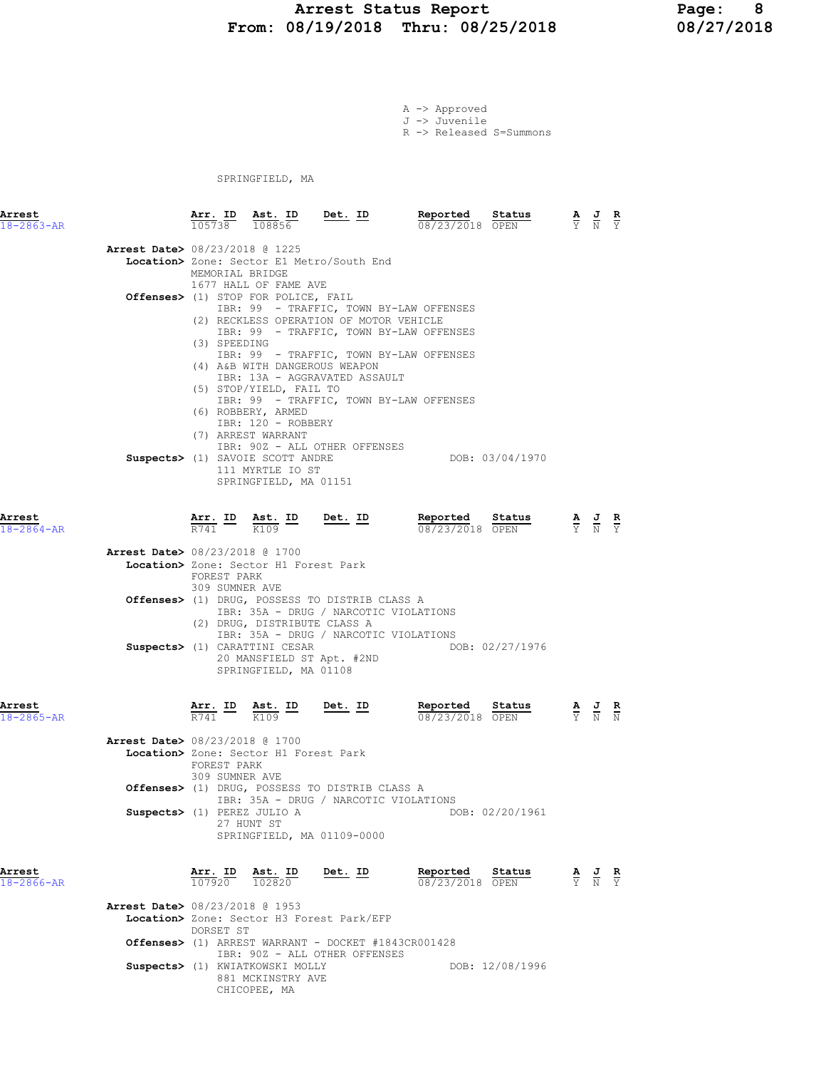# Arrest Status Report
## From: 08/19/2018 Thru: 08/25/2018

A -> Approved
J -> Juvenile
R -> Released S=Summons

SPRINGFIELD, MA

---

**Arrest** 18-2863-AR

| Arr. ID | Ast. ID | Det. ID | Reported | Status | A | J | R |
|---|---|---|---|---|---|---|---|
| 105738 | 108856 | | 08/23/2018 | OPEN | Y | N | Y |

**Arrest Date>** 08/23/2018 @ 1225
**Location>** Zone: Sector E1 Metro/South End
MEMORIAL BRIDGE
1677 HALL OF FAME AVE
**Offenses>**
(1) STOP FOR POLICE, FAIL
IBR: 99 - TRAFFIC, TOWN BY-LAW OFFENSES
(2) RECKLESS OPERATION OF MOTOR VEHICLE
IBR: 99 - TRAFFIC, TOWN BY-LAW OFFENSES
(3) SPEEDING
IBR: 99 - TRAFFIC, TOWN BY-LAW OFFENSES
(4) A&B WITH DANGEROUS WEAPON
IBR: 13A - AGGRAVATED ASSAULT
(5) STOP/YIELD, FAIL TO
IBR: 99 - TRAFFIC, TOWN BY-LAW OFFENSES
(6) ROBBERY, ARMED
IBR: 120 - ROBBERY
(7) ARREST WARRANT
IBR: 90Z - ALL OTHER OFFENSES
**Suspects>** (1) SAVOIE SCOTT ANDRE DOB: 03/04/1970
111 MYRTLE IO ST
SPRINGFIELD, MA 01151

---

**Arrest** 18-2864-AR

| Arr. ID | Ast. ID | Det. ID | Reported | Status | A | J | R |
|---|---|---|---|---|---|---|---|
| R741 | K109 | | 08/23/2018 | OPEN | Y | N | Y |

**Arrest Date>** 08/23/2018 @ 1700
**Location>** Zone: Sector H1 Forest Park
FOREST PARK
309 SUMNER AVE
**Offenses>**
(1) DRUG, POSSESS TO DISTRIB CLASS A
IBR: 35A - DRUG / NARCOTIC VIOLATIONS
(2) DRUG, DISTRIBUTE CLASS A
IBR: 35A - DRUG / NARCOTIC VIOLATIONS
**Suspects>** (1) CARATTINI CESAR DOB: 02/27/1976
20 MANSFIELD ST Apt. #2ND
SPRINGFIELD, MA 01108

---

**Arrest** 18-2865-AR

| Arr. ID | Ast. ID | Det. ID | Reported | Status | A | J | R |
|---|---|---|---|---|---|---|---|
| R741 | K109 | | 08/23/2018 | OPEN | Y | N | N |

**Arrest Date>** 08/23/2018 @ 1700
**Location>** Zone: Sector H1 Forest Park
FOREST PARK
309 SUMNER AVE
**Offenses>**
(1) DRUG, POSSESS TO DISTRIB CLASS A
IBR: 35A - DRUG / NARCOTIC VIOLATIONS
**Suspects>** (1) PEREZ JULIO A DOB: 02/20/1961
27 HUNT ST
SPRINGFIELD, MA 01109-0000

---

**Arrest** 18-2866-AR

| Arr. ID | Ast. ID | Det. ID | Reported | Status | A | J | R |
|---|---|---|---|---|---|---|---|
| 107920 | 102820 | | 08/23/2018 | OPEN | Y | N | Y |

**Arrest Date>** 08/23/2018 @ 1953
**Location>** Zone: Sector H3 Forest Park/EFP
DORSET ST
**Offenses>**
(1) ARREST WARRANT - DOCKET #1843CR001428
IBR: 90Z - ALL OTHER OFFENSES
**Suspects>** (1) KWIATKOWSKI MOLLY DOB: 12/08/1996
881 MCKINSTRY AVE
CHICOPEE, MA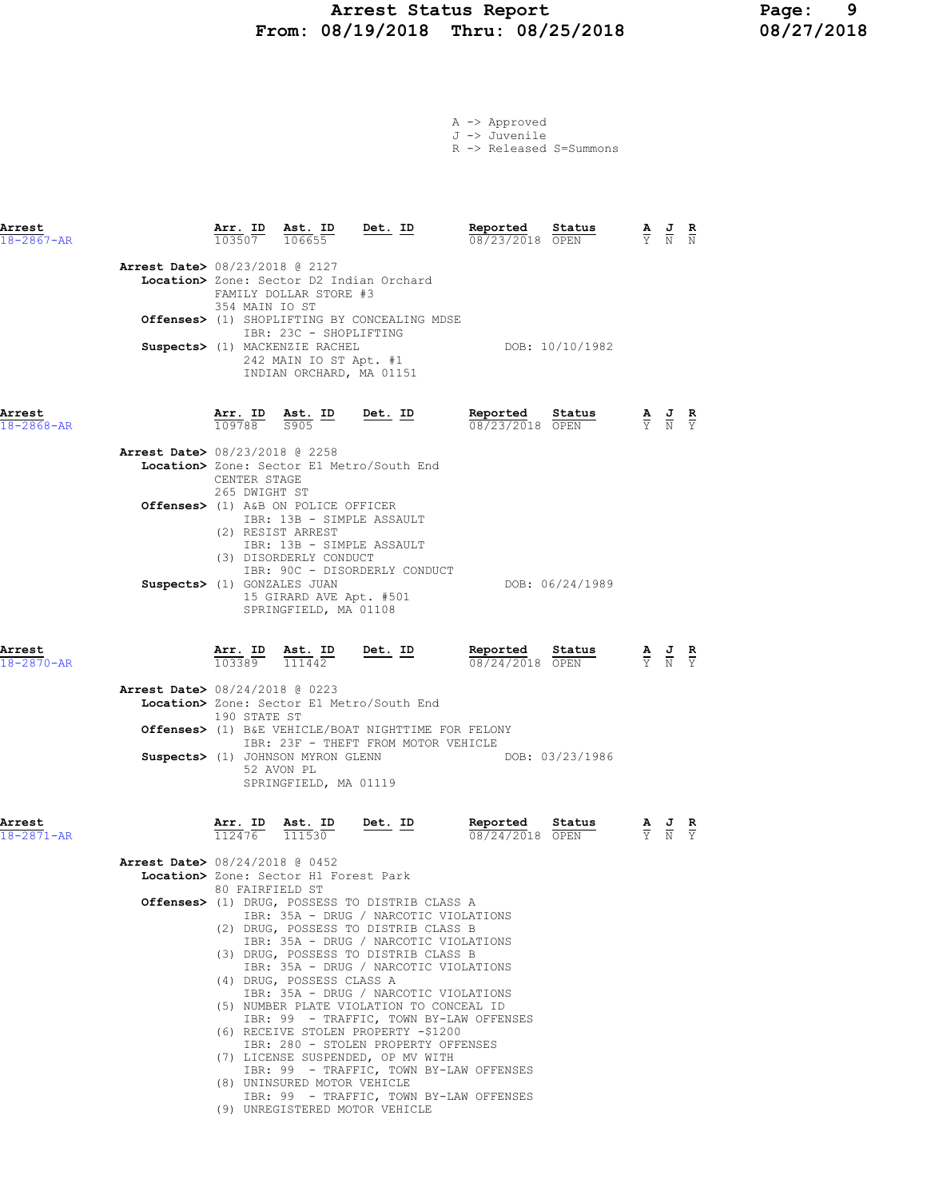# Arrest Status Report
## From: 08/19/2018 Thru: 08/25/2018

A -> Approved
J -> Juvenile
R -> Released S=Summons

---

**Arrest** 18-2867-AR

| Arr. ID | Ast. ID | Det. ID | Reported | Status | A | J | R |
|---|---|---|---|---|---|---|---|
| 103507 | 106655 | | 08/23/2018 | OPEN | Y | N | N |

**Arrest Date>** 08/23/2018 @ 2127
**Location>** Zone: Sector D2 Indian Orchard
FAMILY DOLLAR STORE #3
354 MAIN IO ST
**Offenses>** (1) SHOPLIFTING BY CONCEALING MDSE
IBR: 23C - SHOPLIFTING
**Suspects>** (1) MACKENZIE RACHEL — DOB: 10/10/1982
242 MAIN IO ST Apt. #1
INDIAN ORCHARD, MA 01151

---

**Arrest** 18-2868-AR

| Arr. ID | Ast. ID | Det. ID | Reported | Status | A | J | R |
|---|---|---|---|---|---|---|---|
| 109788 | S905 | | 08/23/2018 | OPEN | Y | N | Y |

**Arrest Date>** 08/23/2018 @ 2258
**Location>** Zone: Sector E1 Metro/South End
CENTER STAGE
265 DWIGHT ST
**Offenses>** (1) A&B ON POLICE OFFICER
IBR: 13B - SIMPLE ASSAULT
(2) RESIST ARREST
IBR: 13B - SIMPLE ASSAULT
(3) DISORDERLY CONDUCT
IBR: 90C - DISORDERLY CONDUCT
**Suspects>** (1) GONZALES JUAN — DOB: 06/24/1989
15 GIRARD AVE Apt. #501
SPRINGFIELD, MA 01108

---

**Arrest** 18-2870-AR

| Arr. ID | Ast. ID | Det. ID | Reported | Status | A | J | R |
|---|---|---|---|---|---|---|---|
| 103389 | 111442 | | 08/24/2018 | OPEN | Y | N | Y |

**Arrest Date>** 08/24/2018 @ 0223
**Location>** Zone: Sector E1 Metro/South End
190 STATE ST
**Offenses>** (1) B&E VEHICLE/BOAT NIGHTTIME FOR FELONY
IBR: 23F - THEFT FROM MOTOR VEHICLE
**Suspects>** (1) JOHNSON MYRON GLENN — DOB: 03/23/1986
52 AVON PL
SPRINGFIELD, MA 01119

---

**Arrest** 18-2871-AR

| Arr. ID | Ast. ID | Det. ID | Reported | Status | A | J | R |
|---|---|---|---|---|---|---|---|
| 112476 | 111530 | | 08/24/2018 | OPEN | Y | N | Y |

**Arrest Date>** 08/24/2018 @ 0452
**Location>** Zone: Sector H1 Forest Park
80 FAIRFIELD ST
**Offenses>** (1) DRUG, POSSESS TO DISTRIB CLASS A
IBR: 35A - DRUG / NARCOTIC VIOLATIONS
(2) DRUG, POSSESS TO DISTRIB CLASS B
IBR: 35A - DRUG / NARCOTIC VIOLATIONS
(3) DRUG, POSSESS TO DISTRIB CLASS B
IBR: 35A - DRUG / NARCOTIC VIOLATIONS
(4) DRUG, POSSESS CLASS A
IBR: 35A - DRUG / NARCOTIC VIOLATIONS
(5) NUMBER PLATE VIOLATION TO CONCEAL ID
IBR: 99 - TRAFFIC, TOWN BY-LAW OFFENSES
(6) RECEIVE STOLEN PROPERTY -$1200
IBR: 280 - STOLEN PROPERTY OFFENSES
(7) LICENSE SUSPENDED, OP MV WITH
IBR: 99 - TRAFFIC, TOWN BY-LAW OFFENSES
(8) UNINSURED MOTOR VEHICLE
IBR: 99 - TRAFFIC, TOWN BY-LAW OFFENSES
(9) UNREGISTERED MOTOR VEHICLE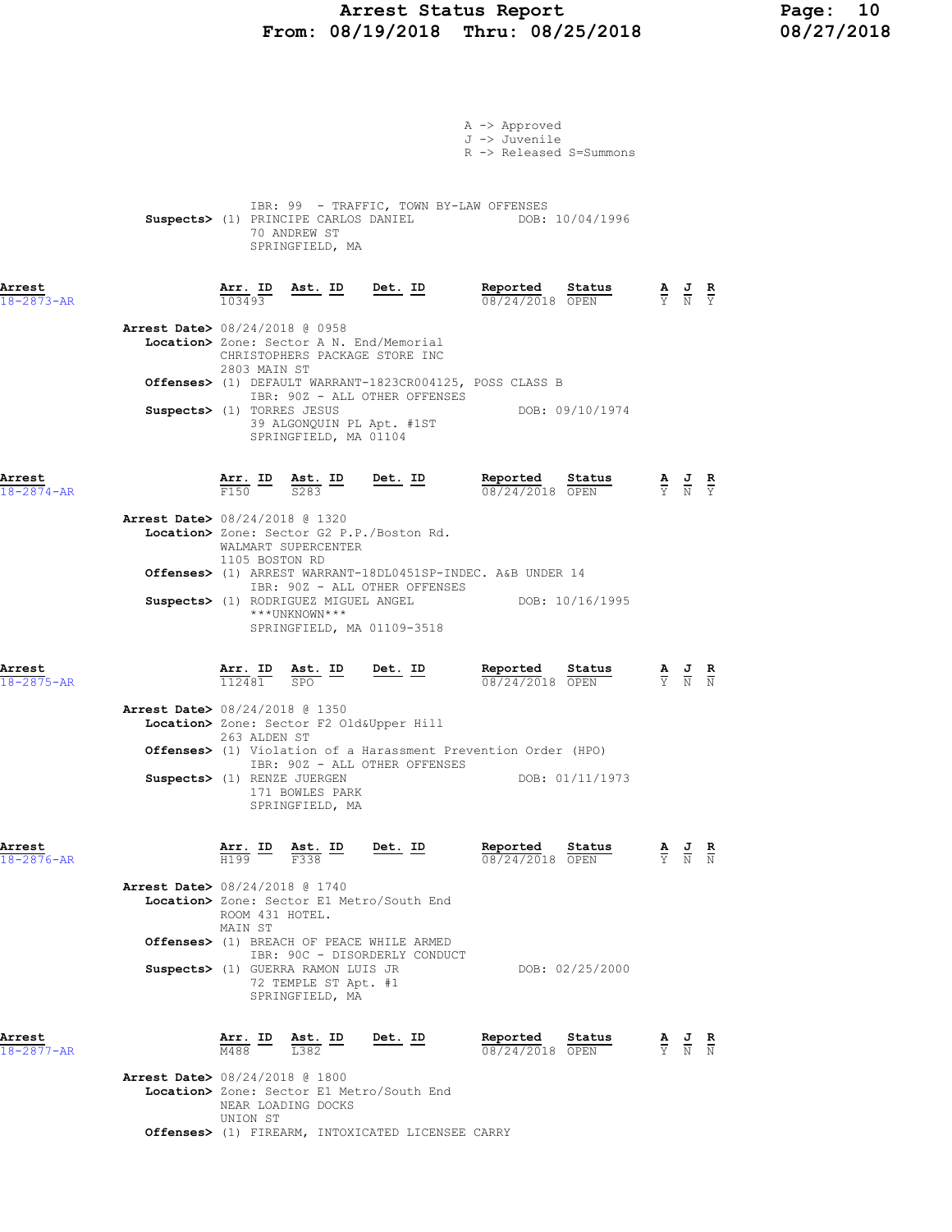A -> Approved
J -> Juvenile
R -> Released S=Summons

IBR: 99 - TRAFFIC, TOWN BY-LAW OFFENSES
**Suspects>** (1) PRINCIPE CARLOS DANIEL DOB: 10/04/1996
70 ANDREW ST
SPRINGFIELD, MA

| Arrest | Arr. ID | Ast. ID | Det. ID | Reported | Status | A | J | R |
|---|---|---|---|---|---|---|---|---|
| 18-2873-AR | 103493 | | | 08/24/2018 | OPEN | Y | N | Y |

**Arrest Date>** 08/24/2018 @ 0958
**Location>** Zone: Sector A N. End/Memorial
CHRISTOPHERS PACKAGE STORE INC
2803 MAIN ST
**Offenses>** (1) DEFAULT WARRANT-1823CR004125, POSS CLASS B
IBR: 90Z - ALL OTHER OFFENSES
**Suspects>** (1) TORRES JESUS DOB: 09/10/1974
39 ALGONQUIN PL Apt. #1ST
SPRINGFIELD, MA 01104

| Arrest | Arr. ID | Ast. ID | Det. ID | Reported | Status | A | J | R |
|---|---|---|---|---|---|---|---|---|
| 18-2874-AR | F150 | S283 | | 08/24/2018 | OPEN | Y | N | Y |

**Arrest Date>** 08/24/2018 @ 1320
**Location>** Zone: Sector G2 P.P./Boston Rd.
WALMART SUPERCENTER
1105 BOSTON RD
**Offenses>** (1) ARREST WARRANT-18DL0451SP-INDEC. A&B UNDER 14
IBR: 90Z - ALL OTHER OFFENSES
**Suspects>** (1) RODRIGUEZ MIGUEL ANGEL DOB: 10/16/1995
\*\*\*UNKNOWN\*\*\*
SPRINGFIELD, MA 01109-3518

| Arrest | Arr. ID | Ast. ID | Det. ID | Reported | Status | A | J | R |
|---|---|---|---|---|---|---|---|---|
| 18-2875-AR | 112481 | SPO | | 08/24/2018 | OPEN | Y | N | N |

**Arrest Date>** 08/24/2018 @ 1350
**Location>** Zone: Sector F2 Old&Upper Hill
263 ALDEN ST
**Offenses>** (1) Violation of a Harassment Prevention Order (HPO)
IBR: 90Z - ALL OTHER OFFENSES
**Suspects>** (1) RENZE JUERGEN DOB: 01/11/1973
171 BOWLES PARK
SPRINGFIELD, MA

| Arrest | Arr. ID | Ast. ID | Det. ID | Reported | Status | A | J | R |
|---|---|---|---|---|---|---|---|---|
| 18-2876-AR | H199 | F338 | | 08/24/2018 | OPEN | Y | N | N |

**Arrest Date>** 08/24/2018 @ 1740
**Location>** Zone: Sector E1 Metro/South End
ROOM 431 HOTEL.
MAIN ST
**Offenses>** (1) BREACH OF PEACE WHILE ARMED
IBR: 90C - DISORDERLY CONDUCT
**Suspects>** (1) GUERRA RAMON LUIS JR DOB: 02/25/2000
72 TEMPLE ST Apt. #1
SPRINGFIELD, MA

| Arrest | Arr. ID | Ast. ID | Det. ID | Reported | Status | A | J | R |
|---|---|---|---|---|---|---|---|---|
| 18-2877-AR | M488 | L382 | | 08/24/2018 | OPEN | Y | N | N |

**Arrest Date>** 08/24/2018 @ 1800
**Location>** Zone: Sector E1 Metro/South End
NEAR LOADING DOCKS
UNION ST
**Offenses>** (1) FIREARM, INTOXICATED LICENSEE CARRY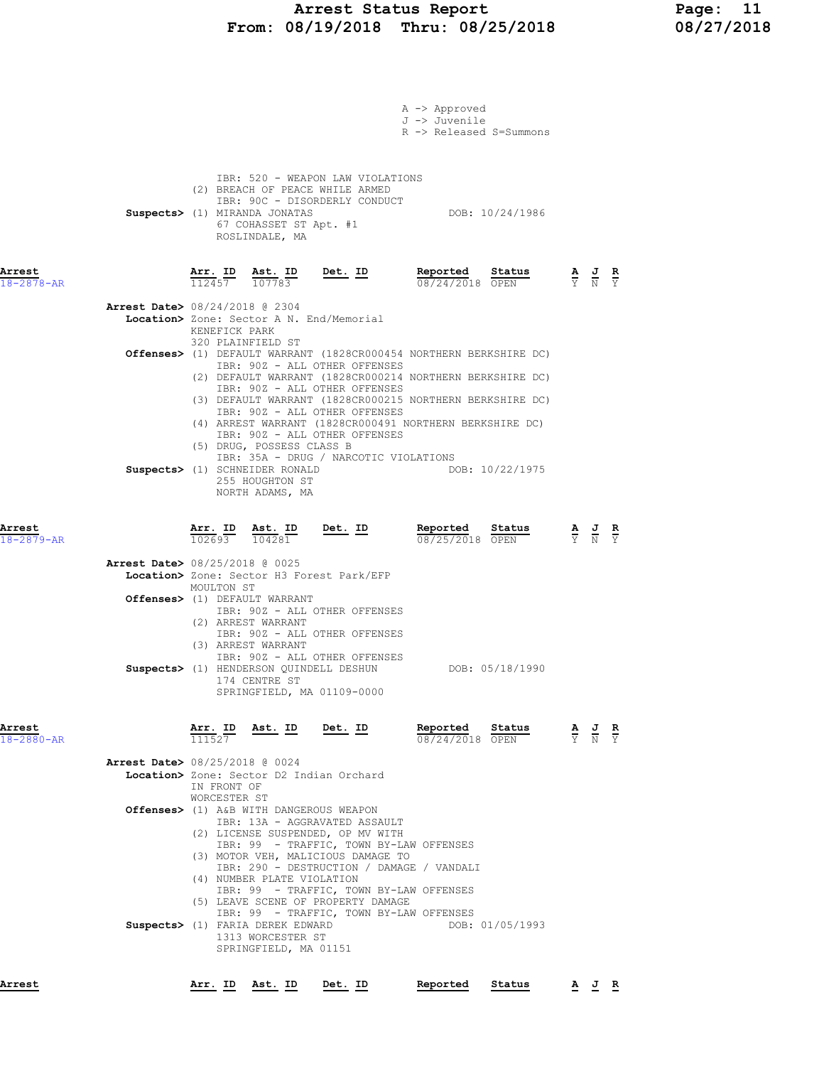A -> Approved
J -> Juvenile
R -> Released S=Summons

IBR: 520 - WEAPON LAW VIOLATIONS
(2) BREACH OF PEACE WHILE ARMED
IBR: 90C - DISORDERLY CONDUCT

**Suspects>** (1) MIRANDA JONATAS DOB: 10/24/1986
67 COHASSET ST Apt. #1
ROSLINDALE, MA

| Arrest | Arr. ID | Ast. ID | Det. ID | Reported | Status | A | J | R |
|---|---|---|---|---|---|---|---|---|
| 18-2878-AR | 112457 | 107783 | | 08/24/2018 | OPEN | Y | N | Y |

**Arrest Date>** 08/24/2018 @ 2304
**Location>** Zone: Sector A N. End/Memorial
KENEFICK PARK
320 PLAINFIELD ST
**Offenses>** (1) DEFAULT WARRANT (1828CR000454 NORTHERN BERKSHIRE DC)
IBR: 90Z - ALL OTHER OFFENSES
(2) DEFAULT WARRANT (1828CR000214 NORTHERN BERKSHIRE DC)
IBR: 90Z - ALL OTHER OFFENSES
(3) DEFAULT WARRANT (1828CR000215 NORTHERN BERKSHIRE DC)
IBR: 90Z - ALL OTHER OFFENSES
(4) ARREST WARRANT (1828CR000491 NORTHERN BERKSHIRE DC)
IBR: 90Z - ALL OTHER OFFENSES
(5) DRUG, POSSESS CLASS B
IBR: 35A - DRUG / NARCOTIC VIOLATIONS
**Suspects>** (1) SCHNEIDER RONALD DOB: 10/22/1975
255 HOUGHTON ST
NORTH ADAMS, MA

| Arrest | Arr. ID | Ast. ID | Det. ID | Reported | Status | A | J | R |
|---|---|---|---|---|---|---|---|---|
| 18-2879-AR | 102693 | 104281 | | 08/25/2018 | OPEN | Y | N | Y |

**Arrest Date>** 08/25/2018 @ 0025
**Location>** Zone: Sector H3 Forest Park/EFP
MOULTON ST
**Offenses>** (1) DEFAULT WARRANT
IBR: 90Z - ALL OTHER OFFENSES
(2) ARREST WARRANT
IBR: 90Z - ALL OTHER OFFENSES
(3) ARREST WARRANT
IBR: 90Z - ALL OTHER OFFENSES
**Suspects>** (1) HENDERSON QUINDELL DESHUN DOB: 05/18/1990
174 CENTRE ST
SPRINGFIELD, MA 01109-0000

| Arrest | Arr. ID | Ast. ID | Det. ID | Reported | Status | A | J | R |
|---|---|---|---|---|---|---|---|---|
| 18-2880-AR | 111527 | | | 08/24/2018 | OPEN | Y | N | Y |

**Arrest Date>** 08/25/2018 @ 0024
**Location>** Zone: Sector D2 Indian Orchard
IN FRONT OF
WORCESTER ST
**Offenses>** (1) A&B WITH DANGEROUS WEAPON
IBR: 13A - AGGRAVATED ASSAULT
(2) LICENSE SUSPENDED, OP MV WITH
IBR: 99 - TRAFFIC, TOWN BY-LAW OFFENSES
(3) MOTOR VEH, MALICIOUS DAMAGE TO
IBR: 290 - DESTRUCTION / DAMAGE / VANDALI
(4) NUMBER PLATE VIOLATION
IBR: 99 - TRAFFIC, TOWN BY-LAW OFFENSES
(5) LEAVE SCENE OF PROPERTY DAMAGE
IBR: 99 - TRAFFIC, TOWN BY-LAW OFFENSES
**Suspects>** (1) FARIA DEREK EDWARD DOB: 01/05/1993
1313 WORCESTER ST
SPRINGFIELD, MA 01151

| Arrest | Arr. ID | Ast. ID | Det. ID | Reported | Status | A | J | R |
|---|---|---|---|---|---|---|---|---|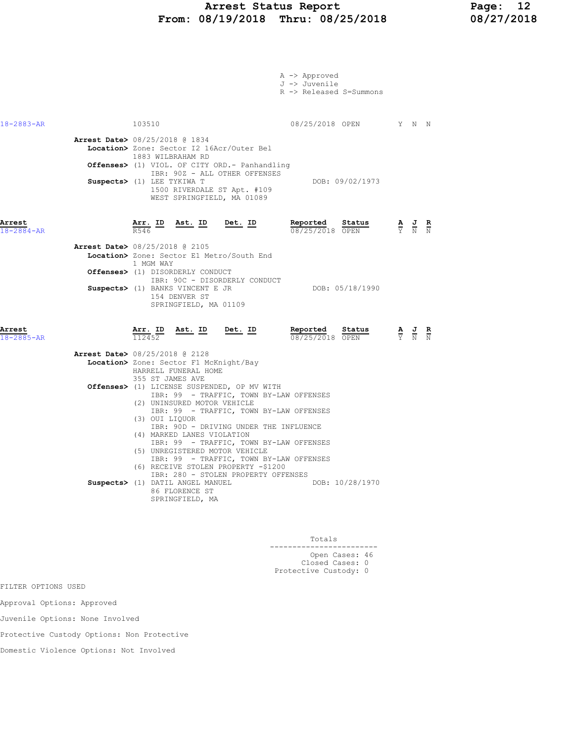A -> Approved
J -> Juvenile
R -> Released S=Summons

18-2883-AR | 103510 | 08/25/2018 OPEN | Y N N

**Arrest Date>** 08/25/2018 @ 1834
**Location>** Zone: Sector I2 16Acr/Outer Bel
1883 WILBRAHAM RD
**Offenses>** (1) VIOL. OF CITY ORD.- Panhandling
IBR: 90Z - ALL OTHER OFFENSES
**Suspects>** (1) LEE TYKIWA T — DOB: 09/02/1973
1500 RIVERDALE ST Apt. #109
WEST SPRINGFIELD, MA 01089

| Arrest | Arr. ID | Ast. ID | Det. ID | Reported | Status | A | J | R |
|---|---|---|---|---|---|---|---|---|
| 18-2884-AR | R546 | | | 08/25/2018 | OPEN | Y | N | N |

**Arrest Date>** 08/25/2018 @ 2105
**Location>** Zone: Sector E1 Metro/South End
1 MGM WAY
**Offenses>** (1) DISORDERLY CONDUCT
IBR: 90C - DISORDERLY CONDUCT
**Suspects>** (1) BANKS VINCENT E JR — DOB: 05/18/1990
154 DENVER ST
SPRINGFIELD, MA 01109

| Arrest | Arr. ID | Ast. ID | Det. ID | Reported | Status | A | J | R |
|---|---|---|---|---|---|---|---|---|
| 18-2885-AR | 112452 | | | 08/25/2018 | OPEN | Y | N | N |

**Arrest Date>** 08/25/2018 @ 2128
**Location>** Zone: Sector F1 McKnight/Bay
HARRELL FUNERAL HOME
355 ST JAMES AVE
**Offenses>** (1) LICENSE SUSPENDED, OP MV WITH
IBR: 99 - TRAFFIC, TOWN BY-LAW OFFENSES
(2) UNINSURED MOTOR VEHICLE
IBR: 99 - TRAFFIC, TOWN BY-LAW OFFENSES
(3) OUI LIQUOR
IBR: 90D - DRIVING UNDER THE INFLUENCE
(4) MARKED LANES VIOLATION
IBR: 99 - TRAFFIC, TOWN BY-LAW OFFENSES
(5) UNREGISTERED MOTOR VEHICLE
IBR: 99 - TRAFFIC, TOWN BY-LAW OFFENSES
(6) RECEIVE STOLEN PROPERTY -$1200
IBR: 280 - STOLEN PROPERTY OFFENSES
**Suspects>** (1) DATIL ANGEL MANUEL — DOB: 10/28/1970
86 FLORENCE ST
SPRINGFIELD, MA

Totals
------------------------
Open Cases: 46
Closed Cases: 0
Protective Custody: 0

FILTER OPTIONS USED

Approval Options: Approved

Juvenile Options: None Involved

Protective Custody Options: Non Protective

Domestic Violence Options: Not Involved